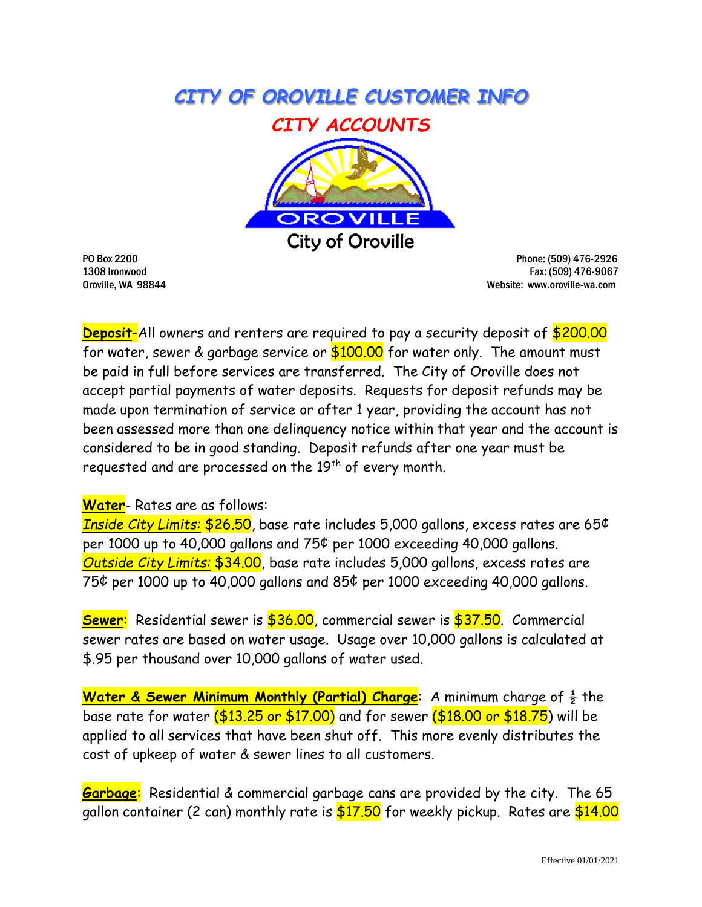# CITY OF OROVILLE CUSTOMER INFO

## CITY ACCOUNTS

City of Oroville

PO Box 2200
1308 Ironwood
Oroville, WA 98844

Phone: (509) 476-2926
Fax: (509) 476-9067
Website: www.oroville-wa.com

**Deposit**-All owners and renters are required to pay a security deposit of $200.00 for water, sewer & garbage service or $100.00 for water only. The amount must be paid in full before services are transferred. The City of Oroville does not accept partial payments of water deposits. Requests for deposit refunds may be made upon termination of service or after 1 year, providing the account has not been assessed more than one delinquency notice within that year and the account is considered to be in good standing. Deposit refunds after one year must be requested and are processed on the 19th of every month.

**Water**- Rates are as follows:
*Inside City Limits:* $26.50, base rate includes 5,000 gallons, excess rates are 65¢ per 1000 up to 40,000 gallons and 75¢ per 1000 exceeding 40,000 gallons.
*Outside City Limits:* $34.00, base rate includes 5,000 gallons, excess rates are 75¢ per 1000 up to 40,000 gallons and 85¢ per 1000 exceeding 40,000 gallons.

**Sewer**: Residential sewer is $36.00, commercial sewer is $37.50. Commercial sewer rates are based on water usage. Usage over 10,000 gallons is calculated at $.95 per thousand over 10,000 gallons of water used.

**Water & Sewer Minimum Monthly (Partial) Charge**: A minimum charge of ½ the base rate for water ($13.25 or $17.00) and for sewer ($18.00 or $18.75) will be applied to all services that have been shut off. This more evenly distributes the cost of upkeep of water & sewer lines to all customers.

**Garbage**: Residential & commercial garbage cans are provided by the city. The 65 gallon container (2 can) monthly rate is $17.50 for weekly pickup. Rates are $14.00

Effective 01/01/2021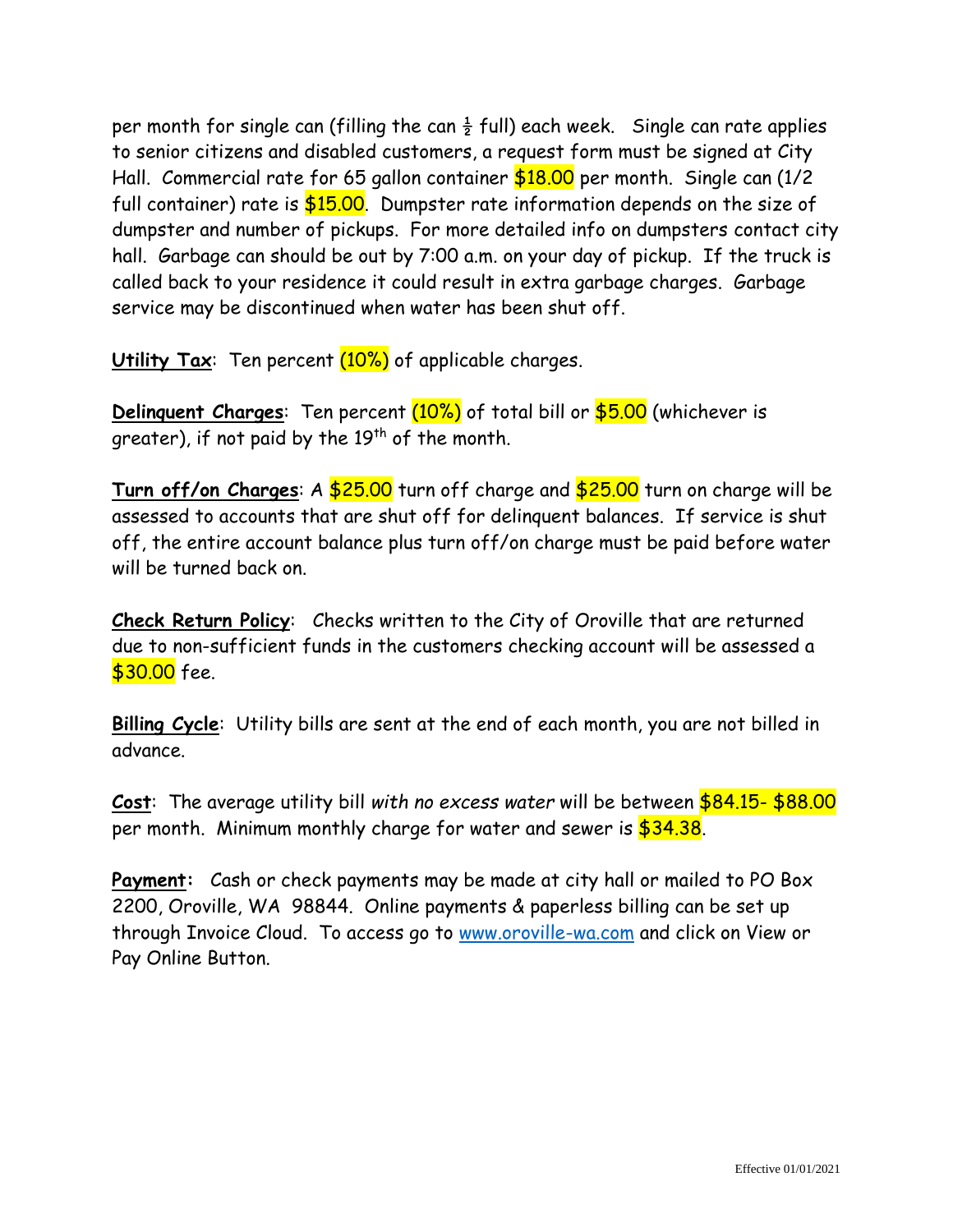per month for single can (filling the can ½ full) each week. Single can rate applies to senior citizens and disabled customers, a request form must be signed at City Hall. Commercial rate for 65 gallon container $18.00 per month. Single can (1/2 full container) rate is $15.00. Dumpster rate information depends on the size of dumpster and number of pickups. For more detailed info on dumpsters contact city hall. Garbage can should be out by 7:00 a.m. on your day of pickup. If the truck is called back to your residence it could result in extra garbage charges. Garbage service may be discontinued when water has been shut off.

**Utility Tax**: Ten percent (10%) of applicable charges.

**Delinquent Charges**: Ten percent (10%) of total bill or $5.00 (whichever is greater), if not paid by the 19th of the month.

**Turn off/on Charges**: A $25.00 turn off charge and $25.00 turn on charge will be assessed to accounts that are shut off for delinquent balances. If service is shut off, the entire account balance plus turn off/on charge must be paid before water will be turned back on.

**Check Return Policy**: Checks written to the City of Oroville that are returned due to non-sufficient funds in the customers checking account will be assessed a $30.00 fee.

**Billing Cycle**: Utility bills are sent at the end of each month, you are not billed in advance.

**Cost**: The average utility bill *with no excess water* will be between $84.15- $88.00 per month. Minimum monthly charge for water and sewer is $34.38.

**Payment:** Cash or check payments may be made at city hall or mailed to PO Box 2200, Oroville, WA 98844. Online payments & paperless billing can be set up through Invoice Cloud. To access go to www.oroville-wa.com and click on View or Pay Online Button.

Effective 01/01/2021